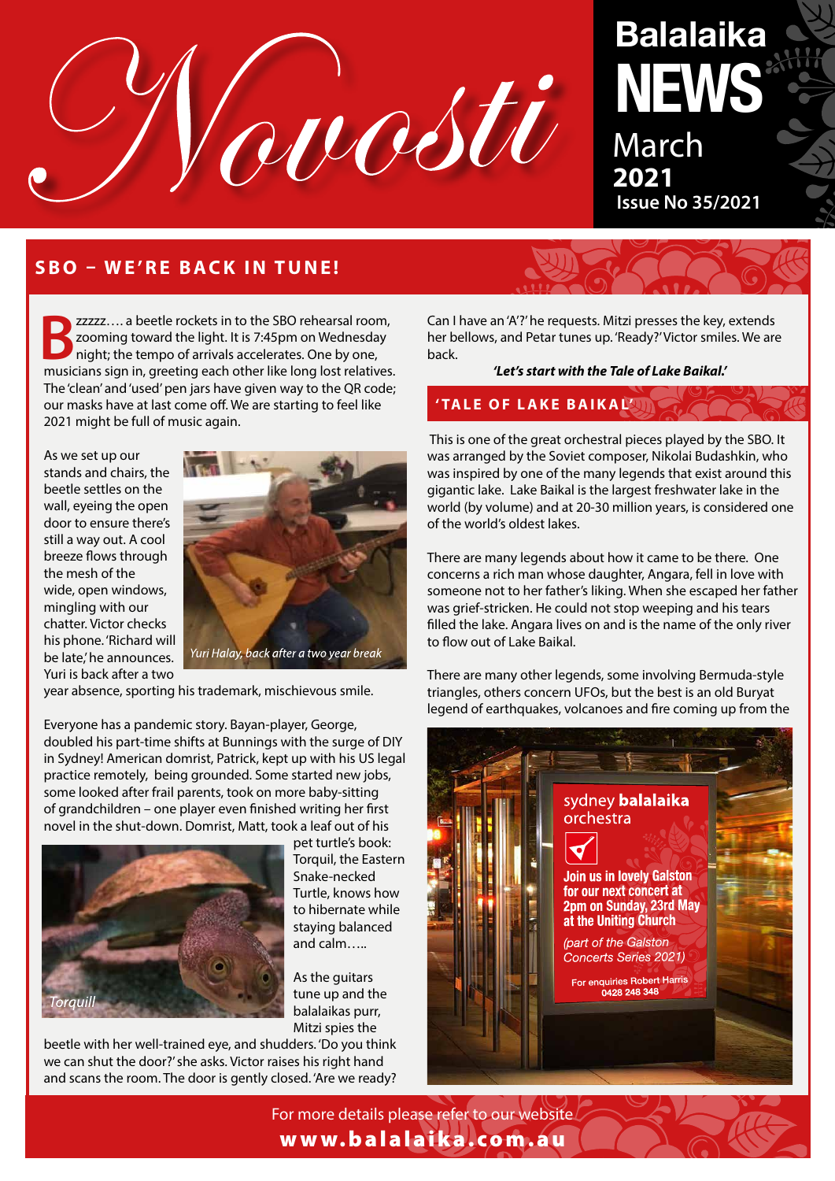# Novosti

**Balalaika NEWS**
March **2021**
**Issue No 35/2021**

## SBO – WE'RE BACK IN TUNE!

Bzzzzz…. a beetle rockets in to the SBO rehearsal room, zooming toward the light. It is 7:45pm on Wednesday night; the tempo of arrivals accelerates. One by one, musicians sign in, greeting each other like long lost relatives. The 'clean' and 'used' pen jars have given way to the QR code; our masks have at last come off. We are starting to feel like 2021 might be full of music again.

As we set up our stands and chairs, the beetle settles on the wall, eyeing the open door to ensure there's still a way out. A cool breeze flows through the mesh of the wide, open windows, mingling with our chatter. Victor checks his phone. 'Richard will be late,' he announces. Yuri is back after a two year absence, sporting his trademark, mischievous smile.

*Yuri Halay, back after a two year break*

Everyone has a pandemic story. Bayan-player, George, doubled his part-time shifts at Bunnings with the surge of DIY in Sydney! American domrist, Patrick, kept up with his US legal practice remotely, being grounded. Some started new jobs, some looked after frail parents, took on more baby-sitting of grandchildren – one player even finished writing her first novel in the shut-down. Domrist, Matt, took a leaf out of his pet turtle's book: Torquil, the Eastern Snake-necked Turtle, knows how to hibernate while staying balanced and calm…..

*Torquill*

As the guitars tune up and the balalaikas purr, Mitzi spies the beetle with her well-trained eye, and shudders. 'Do you think we can shut the door?' she asks. Victor raises his right hand and scans the room. The door is gently closed. 'Are we ready? Can I have an 'A'?' he requests. Mitzi presses the key, extends her bellows, and Petar tunes up. 'Ready?' Victor smiles. We are back.

***'Let's start with the Tale of Lake Baikal.'***

## 'TALE OF LAKE BAIKAL'

This is one of the great orchestral pieces played by the SBO. It was arranged by the Soviet composer, Nikolai Budashkin, who was inspired by one of the many legends that exist around this gigantic lake. Lake Baikal is the largest freshwater lake in the world (by volume) and at 20-30 million years, is considered one of the world's oldest lakes.

There are many legends about how it came to be there. One concerns a rich man whose daughter, Angara, fell in love with someone not to her father's liking. When she escaped her father was grief-stricken. He could not stop weeping and his tears filled the lake. Angara lives on and is the name of the only river to flow out of Lake Baikal.

There are many other legends, some involving Bermuda-style triangles, others concern UFOs, but the best is an old Buryat legend of earthquakes, volcanoes and fire coming up from the

sydney **balalaika** orchestra

**Join us in lovely Galston for our next concert at 2pm on Sunday, 23rd May at the Uniting Church**

*(part of the Galston Concerts Series 2021)*

For enquiries Robert Harris 0428 248 348

For more details please refer to our website
**www.balalaika.com.au**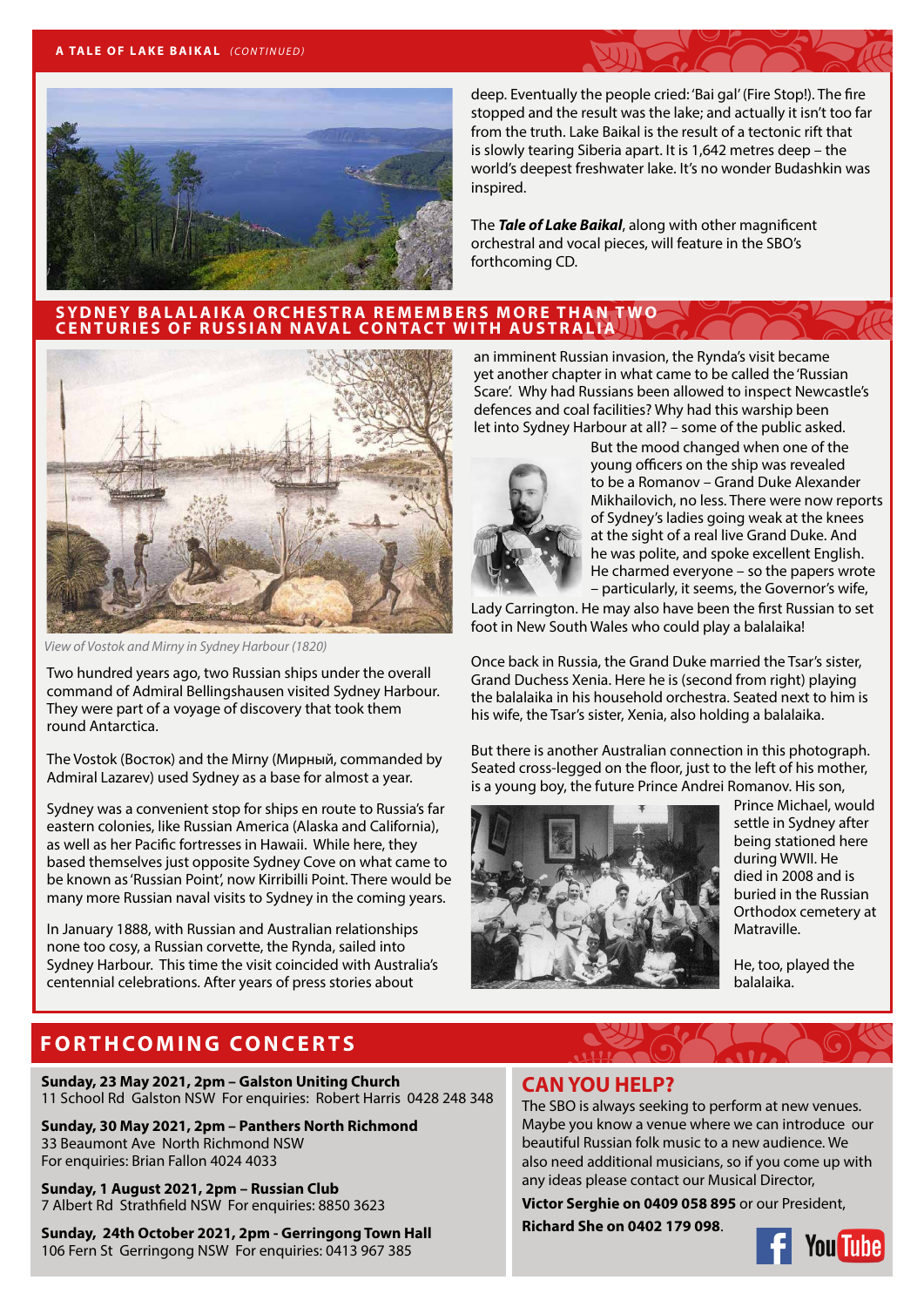## A TALE OF LAKE BAIKAL *(CONTINUED)*

deep. Eventually the people cried: 'Bai gal' (Fire Stop!). The fire stopped and the result was the lake; and actually it isn't too far from the truth. Lake Baikal is the result of a tectonic rift that is slowly tearing Siberia apart. It is 1,642 metres deep – the world's deepest freshwater lake. It's no wonder Budashkin was inspired.

The ***Tale of Lake Baikal***, along with other magnificent orchestral and vocal pieces, will feature in the SBO's forthcoming CD.

## SYDNEY BALALAIKA ORCHESTRA REMEMBERS MORE THAN TWO CENTURIES OF RUSSIAN NAVAL CONTACT WITH AUSTRALIA

*View of Vostok and Mirny in Sydney Harbour (1820)*

Two hundred years ago, two Russian ships under the overall command of Admiral Bellingshausen visited Sydney Harbour. They were part of a voyage of discovery that took them round Antarctica.

The Vostok (Восток) and the Mirny (Мирный, commanded by Admiral Lazarev) used Sydney as a base for almost a year.

Sydney was a convenient stop for ships en route to Russia's far eastern colonies, like Russian America (Alaska and California), as well as her Pacific fortresses in Hawaii. While here, they based themselves just opposite Sydney Cove on what came to be known as 'Russian Point', now Kirribilli Point. There would be many more Russian naval visits to Sydney in the coming years.

In January 1888, with Russian and Australian relationships none too cosy, a Russian corvette, the Rynda, sailed into Sydney Harbour. This time the visit coincided with Australia's centennial celebrations. After years of press stories about an imminent Russian invasion, the Rynda's visit became yet another chapter in what came to be called the 'Russian Scare'. Why had Russians been allowed to inspect Newcastle's defences and coal facilities? Why had this warship been let into Sydney Harbour at all? – some of the public asked.

But the mood changed when one of the young officers on the ship was revealed to be a Romanov – Grand Duke Alexander Mikhailovich, no less. There were now reports of Sydney's ladies going weak at the knees at the sight of a real live Grand Duke. And he was polite, and spoke excellent English. He charmed everyone – so the papers wrote – particularly, it seems, the Governor's wife, Lady Carrington. He may also have been the first Russian to set foot in New South Wales who could play a balalaika!

Once back in Russia, the Grand Duke married the Tsar's sister, Grand Duchess Xenia. Here he is (second from right) playing the balalaika in his household orchestra. Seated next to him is his wife, the Tsar's sister, Xenia, also holding a balalaika.

But there is another Australian connection in this photograph. Seated cross-legged on the floor, just to the left of his mother, is a young boy, the future Prince Andrei Romanov. His son, Prince Michael, would settle in Sydney after being stationed here during WWII. He died in 2008 and is buried in the Russian Orthodox cemetery at Matraville.

He, too, played the balalaika.

## FORTHCOMING CONCERTS

**Sunday, 23 May 2021, 2pm – Galston Uniting Church**
11 School Rd Galston NSW For enquiries: Robert Harris 0428 248 348

**Sunday, 30 May 2021, 2pm – Panthers North Richmond**
33 Beaumont Ave North Richmond NSW
For enquiries: Brian Fallon 4024 4033

**Sunday, 1 August 2021, 2pm – Russian Club**
7 Albert Rd Strathfield NSW For enquiries: 8850 3623

**Sunday, 24th October 2021, 2pm - Gerringong Town Hall**
106 Fern St Gerringong NSW For enquiries: 0413 967 385

## CAN YOU HELP?

The SBO is always seeking to perform at new venues. Maybe you know a venue where we can introduce our beautiful Russian folk music to a new audience. We also need additional musicians, so if you come up with any ideas please contact our Musical Director,

**Victor Serghie on 0409 058 895** or our President,

**Richard She on 0402 179 098**.